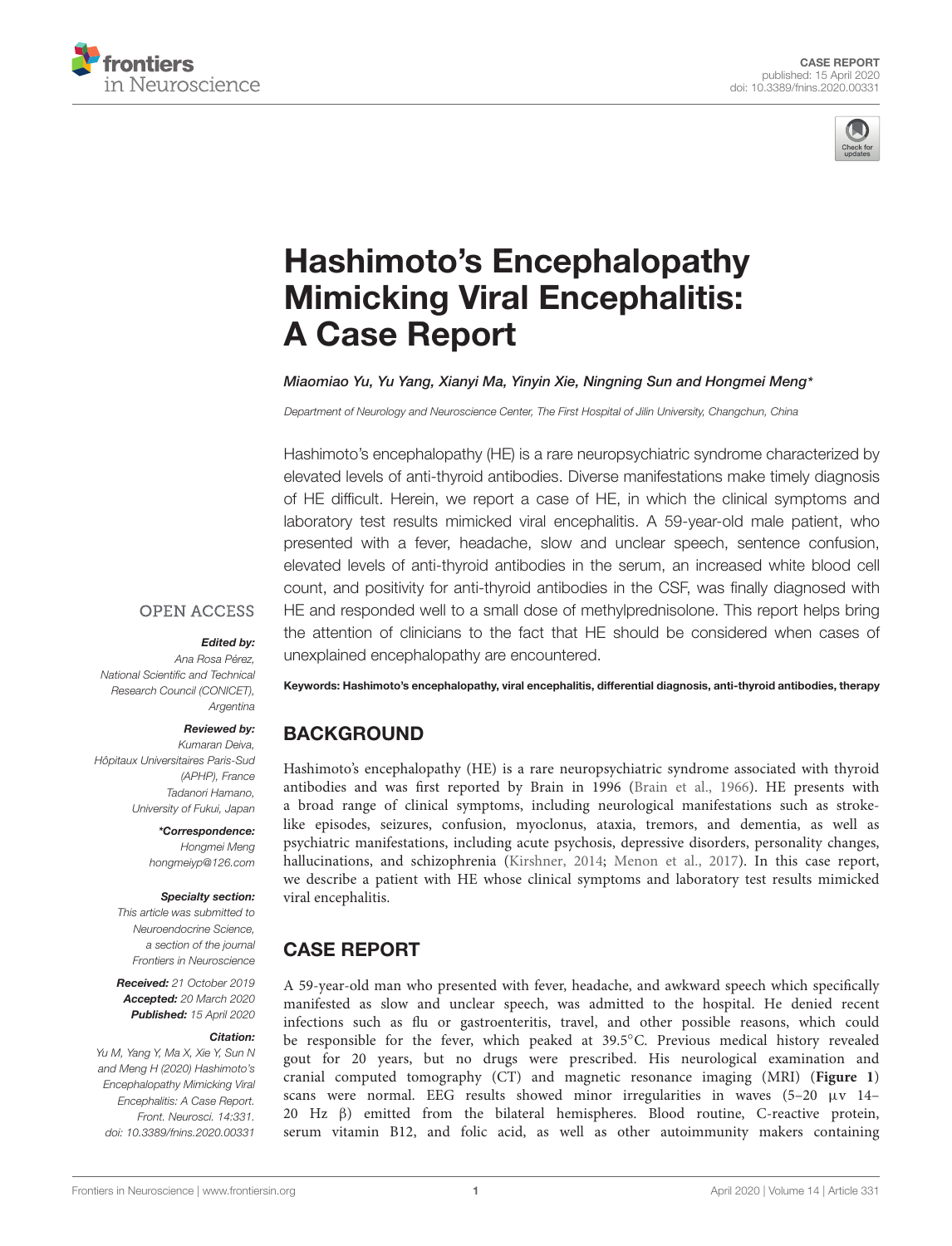CASE REPORT
published: 15 April 2020
doi: 10.3389/fnins.2020.00331

# Hashimoto's Encephalopathy Mimicking Viral Encephalitis: A Case Report

*Miaomiao Yu, Yu Yang, Xianyi Ma, Yinyin Xie, Ningning Sun and Hongmei Meng**

*Department of Neurology and Neuroscience Center, The First Hospital of Jilin University, Changchun, China*

Hashimoto's encephalopathy (HE) is a rare neuropsychiatric syndrome characterized by elevated levels of anti-thyroid antibodies. Diverse manifestations make timely diagnosis of HE difficult. Herein, we report a case of HE, in which the clinical symptoms and laboratory test results mimicked viral encephalitis. A 59-year-old male patient, who presented with a fever, headache, slow and unclear speech, sentence confusion, elevated levels of anti-thyroid antibodies in the serum, an increased white blood cell count, and positivity for anti-thyroid antibodies in the CSF, was finally diagnosed with HE and responded well to a small dose of methylprednisolone. This report helps bring the attention of clinicians to the fact that HE should be considered when cases of unexplained encephalopathy are encountered.

**Keywords: Hashimoto's encephalopathy, viral encephalitis, differential diagnosis, anti-thyroid antibodies, therapy**

OPEN ACCESS

***Edited by:***
*Ana Rosa Pérez, National Scientific and Technical Research Council (CONICET), Argentina*

***Reviewed by:***
*Kumaran Deiva, Hôpitaux Universitaires Paris-Sud (APHP), France*
*Tadanori Hamano, University of Fukui, Japan*

***\*Correspondence:***
*Hongmei Meng*
*hongmeiyp@126.com*

***Specialty section:***
*This article was submitted to Neuroendocrine Science, a section of the journal Frontiers in Neuroscience*

***Received:*** *21 October 2019*
***Accepted:*** *20 March 2020*
***Published:*** *15 April 2020*

***Citation:***
*Yu M, Yang Y, Ma X, Xie Y, Sun N and Meng H (2020) Hashimoto's Encephalopathy Mimicking Viral Encephalitis: A Case Report. Front. Neurosci. 14:331. doi: 10.3389/fnins.2020.00331*

## BACKGROUND

Hashimoto's encephalopathy (HE) is a rare neuropsychiatric syndrome associated with thyroid antibodies and was first reported by Brain in 1996 (Brain et al., 1966). HE presents with a broad range of clinical symptoms, including neurological manifestations such as stroke-like episodes, seizures, confusion, myoclonus, ataxia, tremors, and dementia, as well as psychiatric manifestations, including acute psychosis, depressive disorders, personality changes, hallucinations, and schizophrenia (Kirshner, 2014; Menon et al., 2017). In this case report, we describe a patient with HE whose clinical symptoms and laboratory test results mimicked viral encephalitis.

## CASE REPORT

A 59-year-old man who presented with fever, headache, and awkward speech which specifically manifested as slow and unclear speech, was admitted to the hospital. He denied recent infections such as flu or gastroenteritis, travel, and other possible reasons, which could be responsible for the fever, which peaked at 39.5°C. Previous medical history revealed gout for 20 years, but no drugs were prescribed. His neurological examination and cranial computed tomography (CT) and magnetic resonance imaging (MRI) (**Figure 1**) scans were normal. EEG results showed minor irregularities in waves (5–20 μv 14–20 Hz β) emitted from the bilateral hemispheres. Blood routine, C-reactive protein, serum vitamin B12, and folic acid, as well as other autoimmunity makers containing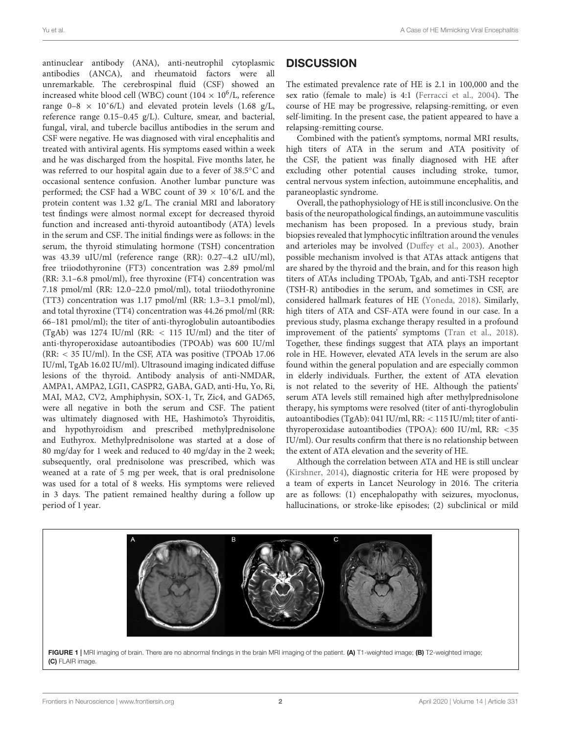antinuclear antibody (ANA), anti-neutrophil cytoplasmic antibodies (ANCA), and rheumatoid factors were all unremarkable. The cerebrospinal fluid (CSF) showed an increased white blood cell (WBC) count ($104 \times 10^6$/L, reference range 0–8 × 10ˆ6/L) and elevated protein levels (1.68 g/L, reference range 0.15–0.45 g/L). Culture, smear, and bacterial, fungal, viral, and tubercle bacillus antibodies in the serum and CSF were negative. He was diagnosed with viral encephalitis and treated with antiviral agents. His symptoms eased within a week and he was discharged from the hospital. Five months later, he was referred to our hospital again due to a fever of 38.5°C and occasional sentence confusion. Another lumbar puncture was performed; the CSF had a WBC count of 39 × 10ˆ6/L and the protein content was 1.32 g/L. The cranial MRI and laboratory test findings were almost normal except for decreased thyroid function and increased anti-thyroid autoantibody (ATA) levels in the serum and CSF. The initial findings were as follows: in the serum, the thyroid stimulating hormone (TSH) concentration was 43.39 uIU/ml (reference range (RR): 0.27–4.2 uIU/ml), free triiodothyronine (FT3) concentration was 2.89 pmol/ml (RR: 3.1–6.8 pmol/ml), free thyroxine (FT4) concentration was 7.18 pmol/ml (RR: 12.0–22.0 pmol/ml), total triiodothyronine (TT3) concentration was 1.17 pmol/ml (RR: 1.3–3.1 pmol/ml), and total thyroxine (TT4) concentration was 44.26 pmol/ml (RR: 66–181 pmol/ml); the titer of anti-thyroglobulin autoantibodies (TgAb) was 1274 IU/ml (RR: < 115 IU/ml) and the titer of anti-thyroperoxidase autoantibodies (TPOAb) was 600 IU/ml (RR: < 35 IU/ml). In the CSF, ATA was positive (TPOAb 17.06 IU/ml, TgAb 16.02 IU/ml). Ultrasound imaging indicated diffuse lesions of the thyroid. Antibody analysis of anti-NMDAR, AMPA1, AMPA2, LGI1, CASPR2, GABA, GAD, anti-Hu, Yo, Ri, MAI, MA2, CV2, Amphiphysin, SOX-1, Tr, Zic4, and GAD65, were all negative in both the serum and CSF. The patient was ultimately diagnosed with HE, Hashimoto's Thyroiditis, and hypothyroidism and prescribed methylprednisolone and Euthyrox. Methylprednisolone was started at a dose of 80 mg/day for 1 week and reduced to 40 mg/day in the 2 week; subsequently, oral prednisolone was prescribed, which was weaned at a rate of 5 mg per week, that is oral prednisolone was used for a total of 8 weeks. His symptoms were relieved in 3 days. The patient remained healthy during a follow up period of 1 year.

## DISCUSSION

The estimated prevalence rate of HE is 2.1 in 100,000 and the sex ratio (female to male) is 4:1 (Ferracci et al., 2004). The course of HE may be progressive, relapsing-remitting, or even self-limiting. In the present case, the patient appeared to have a relapsing-remitting course.

Combined with the patient's symptoms, normal MRI results, high titers of ATA in the serum and ATA positivity of the CSF, the patient was finally diagnosed with HE after excluding other potential causes including stroke, tumor, central nervous system infection, autoimmune encephalitis, and paraneoplastic syndrome.

Overall, the pathophysiology of HE is still inconclusive. On the basis of the neuropathological findings, an autoimmune vasculitis mechanism has been proposed. In a previous study, brain biopsies revealed that lymphocytic infiltration around the venules and arterioles may be involved (Duffey et al., 2003). Another possible mechanism involved is that ATAs attack antigens that are shared by the thyroid and the brain, and for this reason high titers of ATAs including TPOAb, TgAb, and anti-TSH receptor (TSH-R) antibodies in the serum, and sometimes in CSF, are considered hallmark features of HE (Yoneda, 2018). Similarly, high titers of ATA and CSF-ATA were found in our case. In a previous study, plasma exchange therapy resulted in a profound improvement of the patients' symptoms (Tran et al., 2018). Together, these findings suggest that ATA plays an important role in HE. However, elevated ATA levels in the serum are also found within the general population and are especially common in elderly individuals. Further, the extent of ATA elevation is not related to the severity of HE. Although the patients' serum ATA levels still remained high after methylprednisolone therapy, his symptoms were resolved (titer of anti-thyroglobulin autoantibodies (TgAb): 041 IU/ml, RR: < 115 IU/ml; titer of anti-thyroperoxidase autoantibodies (TPOA): 600 IU/ml, RR: <35 IU/ml). Our results confirm that there is no relationship between the extent of ATA elevation and the severity of HE.

Although the correlation between ATA and HE is still unclear (Kirshner, 2014), diagnostic criteria for HE were proposed by a team of experts in Lancet Neurology in 2016. The criteria are as follows: (1) encephalopathy with seizures, myoclonus, hallucinations, or stroke-like episodes; (2) subclinical or mild

**FIGURE 1 |** MRI imaging of brain. There are no abnormal findings in the brain MRI imaging of the patient. **(A)** T1-weighted image; **(B)** T2-weighted image; **(C)** FLAIR image.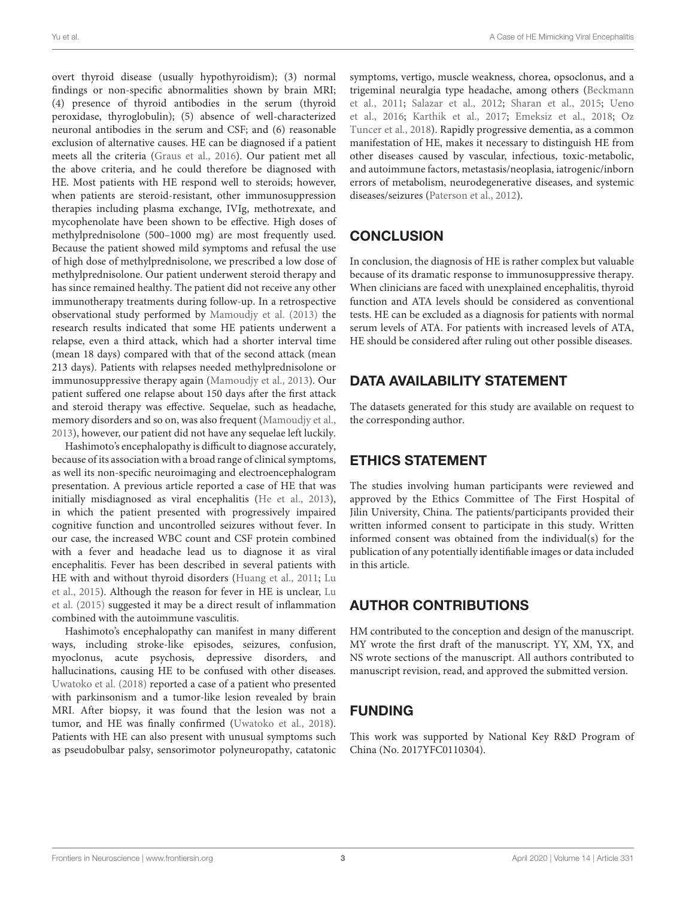overt thyroid disease (usually hypothyroidism); (3) normal findings or non-specific abnormalities shown by brain MRI; (4) presence of thyroid antibodies in the serum (thyroid peroxidase, thyroglobulin); (5) absence of well-characterized neuronal antibodies in the serum and CSF; and (6) reasonable exclusion of alternative causes. HE can be diagnosed if a patient meets all the criteria (Graus et al., 2016). Our patient met all the above criteria, and he could therefore be diagnosed with HE. Most patients with HE respond well to steroids; however, when patients are steroid-resistant, other immunosuppression therapies including plasma exchange, IVIg, methotrexate, and mycophenolate have been shown to be effective. High doses of methylprednisolone (500–1000 mg) are most frequently used. Because the patient showed mild symptoms and refusal the use of high dose of methylprednisolone, we prescribed a low dose of methylprednisolone. Our patient underwent steroid therapy and has since remained healthy. The patient did not receive any other immunotherapy treatments during follow-up. In a retrospective observational study performed by Mamoudjy et al. (2013) the research results indicated that some HE patients underwent a relapse, even a third attack, which had a shorter interval time (mean 18 days) compared with that of the second attack (mean 213 days). Patients with relapses needed methylprednisolone or immunosuppressive therapy again (Mamoudjy et al., 2013). Our patient suffered one relapse about 150 days after the first attack and steroid therapy was effective. Sequelae, such as headache, memory disorders and so on, was also frequent (Mamoudjy et al., 2013), however, our patient did not have any sequelae left luckily.

Hashimoto's encephalopathy is difficult to diagnose accurately, because of its association with a broad range of clinical symptoms, as well its non-specific neuroimaging and electroencephalogram presentation. A previous article reported a case of HE that was initially misdiagnosed as viral encephalitis (He et al., 2013), in which the patient presented with progressively impaired cognitive function and uncontrolled seizures without fever. In our case, the increased WBC count and CSF protein combined with a fever and headache lead us to diagnose it as viral encephalitis. Fever has been described in several patients with HE with and without thyroid disorders (Huang et al., 2011; Lu et al., 2015). Although the reason for fever in HE is unclear, Lu et al. (2015) suggested it may be a direct result of inflammation combined with the autoimmune vasculitis.

Hashimoto's encephalopathy can manifest in many different ways, including stroke-like episodes, seizures, confusion, myoclonus, acute psychosis, depressive disorders, and hallucinations, causing HE to be confused with other diseases. Uwatoko et al. (2018) reported a case of a patient who presented with parkinsonism and a tumor-like lesion revealed by brain MRI. After biopsy, it was found that the lesion was not a tumor, and HE was finally confirmed (Uwatoko et al., 2018). Patients with HE can also present with unusual symptoms such as pseudobulbar palsy, sensorimotor polyneuropathy, catatonic symptoms, vertigo, muscle weakness, chorea, opsoclonus, and a trigeminal neuralgia type headache, among others (Beckmann et al., 2011; Salazar et al., 2012; Sharan et al., 2015; Ueno et al., 2016; Karthik et al., 2017; Emeksiz et al., 2018; Oz Tuncer et al., 2018). Rapidly progressive dementia, as a common manifestation of HE, makes it necessary to distinguish HE from other diseases caused by vascular, infectious, toxic-metabolic, and autoimmune factors, metastasis/neoplasia, iatrogenic/inborn errors of metabolism, neurodegenerative diseases, and systemic diseases/seizures (Paterson et al., 2012).

## CONCLUSION

In conclusion, the diagnosis of HE is rather complex but valuable because of its dramatic response to immunosuppressive therapy. When clinicians are faced with unexplained encephalitis, thyroid function and ATA levels should be considered as conventional tests. HE can be excluded as a diagnosis for patients with normal serum levels of ATA. For patients with increased levels of ATA, HE should be considered after ruling out other possible diseases.

## DATA AVAILABILITY STATEMENT

The datasets generated for this study are available on request to the corresponding author.

## ETHICS STATEMENT

The studies involving human participants were reviewed and approved by the Ethics Committee of The First Hospital of Jilin University, China. The patients/participants provided their written informed consent to participate in this study. Written informed consent was obtained from the individual(s) for the publication of any potentially identifiable images or data included in this article.

## AUTHOR CONTRIBUTIONS

HM contributed to the conception and design of the manuscript. MY wrote the first draft of the manuscript. YY, XM, YX, and NS wrote sections of the manuscript. All authors contributed to manuscript revision, read, and approved the submitted version.

## FUNDING

This work was supported by National Key R&D Program of China (No. 2017YFC0110304).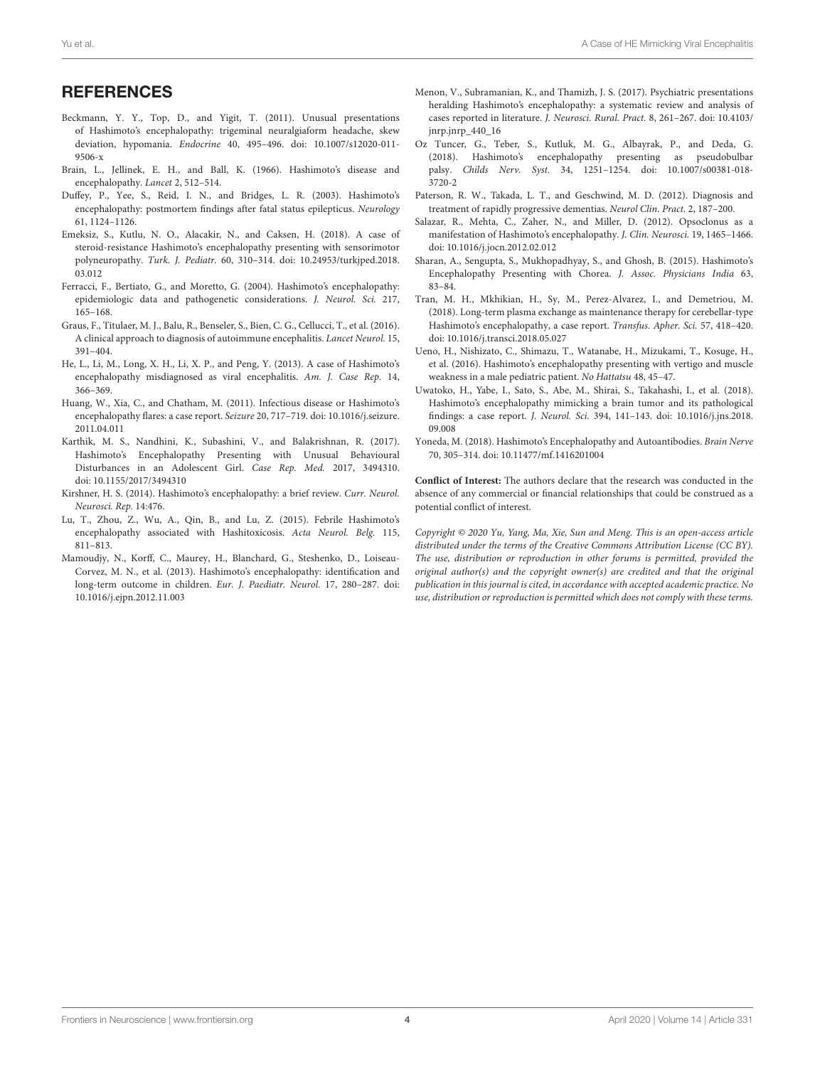## REFERENCES

Beckmann, Y. Y., Top, D., and Yigit, T. (2011). Unusual presentations of Hashimoto's encephalopathy: trigeminal neuralgiaform headache, skew deviation, hypomania. *Endocrine* 40, 495–496. doi: 10.1007/s12020-011-9506-x

Brain, L., Jellinek, E. H., and Ball, K. (1966). Hashimoto's disease and encephalopathy. *Lancet* 2, 512–514.

Duffey, P., Yee, S., Reid, I. N., and Bridges, L. R. (2003). Hashimoto's encephalopathy: postmortem findings after fatal status epilepticus. *Neurology* 61, 1124–1126.

Emeksiz, S., Kutlu, N. O., Alacakir, N., and Caksen, H. (2018). A case of steroid-resistance Hashimoto's encephalopathy presenting with sensorimotor polyneuropathy. *Turk. J. Pediatr.* 60, 310–314. doi: 10.24953/turkjped.2018.03.012

Ferracci, F., Bertiato, G., and Moretto, G. (2004). Hashimoto's encephalopathy: epidemiologic data and pathogenetic considerations. *J. Neurol. Sci.* 217, 165–168.

Graus, F., Titulaer, M. J., Balu, R., Benseler, S., Bien, C. G., Cellucci, T., et al. (2016). A clinical approach to diagnosis of autoimmune encephalitis. *Lancet Neurol.* 15, 391–404.

He, L., Li, M., Long, X. H., Li, X. P., and Peng, Y. (2013). A case of Hashimoto's encephalopathy misdiagnosed as viral encephalitis. *Am. J. Case Rep.* 14, 366–369.

Huang, W., Xia, C., and Chatham, M. (2011). Infectious disease or Hashimoto's encephalopathy flares: a case report. *Seizure* 20, 717–719. doi: 10.1016/j.seizure.2011.04.011

Karthik, M. S., Nandhini, K., Subashini, V., and Balakrishnan, R. (2017). Hashimoto's Encephalopathy Presenting with Unusual Behavioural Disturbances in an Adolescent Girl. *Case Rep. Med.* 2017, 3494310. doi: 10.1155/2017/3494310

Kirshner, H. S. (2014). Hashimoto's encephalopathy: a brief review. *Curr. Neurol. Neurosci. Rep.* 14:476.

Lu, T., Zhou, Z., Wu, A., Qin, B., and Lu, Z. (2015). Febrile Hashimoto's encephalopathy associated with Hashitoxicosis. *Acta Neurol. Belg.* 115, 811–813.

Mamoudjy, N., Korff, C., Maurey, H., Blanchard, G., Steshenko, D., Loiseau-Corvez, M. N., et al. (2013). Hashimoto's encephalopathy: identification and long-term outcome in children. *Eur. J. Paediatr. Neurol.* 17, 280–287. doi: 10.1016/j.ejpn.2012.11.003

Menon, V., Subramanian, K., and Thamizh, J. S. (2017). Psychiatric presentations heralding Hashimoto's encephalopathy: a systematic review and analysis of cases reported in literature. *J. Neurosci. Rural. Pract.* 8, 261–267. doi: 10.4103/jnrp.jnrp_440_16

Oz Tuncer, G., Teber, S., Kutluk, M. G., Albayrak, P., and Deda, G. (2018). Hashimoto's encephalopathy presenting as pseudobulbar palsy. *Childs Nerv. Syst.* 34, 1251–1254. doi: 10.1007/s00381-018-3720-2

Paterson, R. W., Takada, L. T., and Geschwind, M. D. (2012). Diagnosis and treatment of rapidly progressive dementias. *Neurol Clin. Pract.* 2, 187–200.

Salazar, R., Mehta, C., Zaher, N., and Miller, D. (2012). Opsoclonus as a manifestation of Hashimoto's encephalopathy. *J. Clin. Neurosci.* 19, 1465–1466. doi: 10.1016/j.jocn.2012.02.012

Sharan, A., Sengupta, S., Mukhopadhyay, S., and Ghosh, B. (2015). Hashimoto's Encephalopathy Presenting with Chorea. *J. Assoc. Physicians India* 63, 83–84.

Tran, M. H., Mkhikian, H., Sy, M., Perez-Alvarez, I., and Demetriou, M. (2018). Long-term plasma exchange as maintenance therapy for cerebellar-type Hashimoto's encephalopathy, a case report. *Transfus. Apher. Sci.* 57, 418–420. doi: 10.1016/j.transci.2018.05.027

Ueno, H., Nishizato, C., Shimazu, T., Watanabe, H., Mizukami, T., Kosuge, H., et al. (2016). Hashimoto's encephalopathy presenting with vertigo and muscle weakness in a male pediatric patient. *No Hattatsu* 48, 45–47.

Uwatoko, H., Yabe, I., Sato, S., Abe, M., Shirai, S., Takahashi, I., et al. (2018). Hashimoto's encephalopathy mimicking a brain tumor and its pathological findings: a case report. *J. Neurol. Sci.* 394, 141–143. doi: 10.1016/j.jns.2018.09.008

Yoneda, M. (2018). Hashimoto's Encephalopathy and Autoantibodies. *Brain Nerve* 70, 305–314. doi: 10.11477/mf.1416201004

**Conflict of Interest:** The authors declare that the research was conducted in the absence of any commercial or financial relationships that could be construed as a potential conflict of interest.

*Copyright © 2020 Yu, Yang, Ma, Xie, Sun and Meng. This is an open-access article distributed under the terms of the Creative Commons Attribution License (CC BY). The use, distribution or reproduction in other forums is permitted, provided the original author(s) and the copyright owner(s) are credited and that the original publication in this journal is cited, in accordance with accepted academic practice. No use, distribution or reproduction is permitted which does not comply with these terms.*